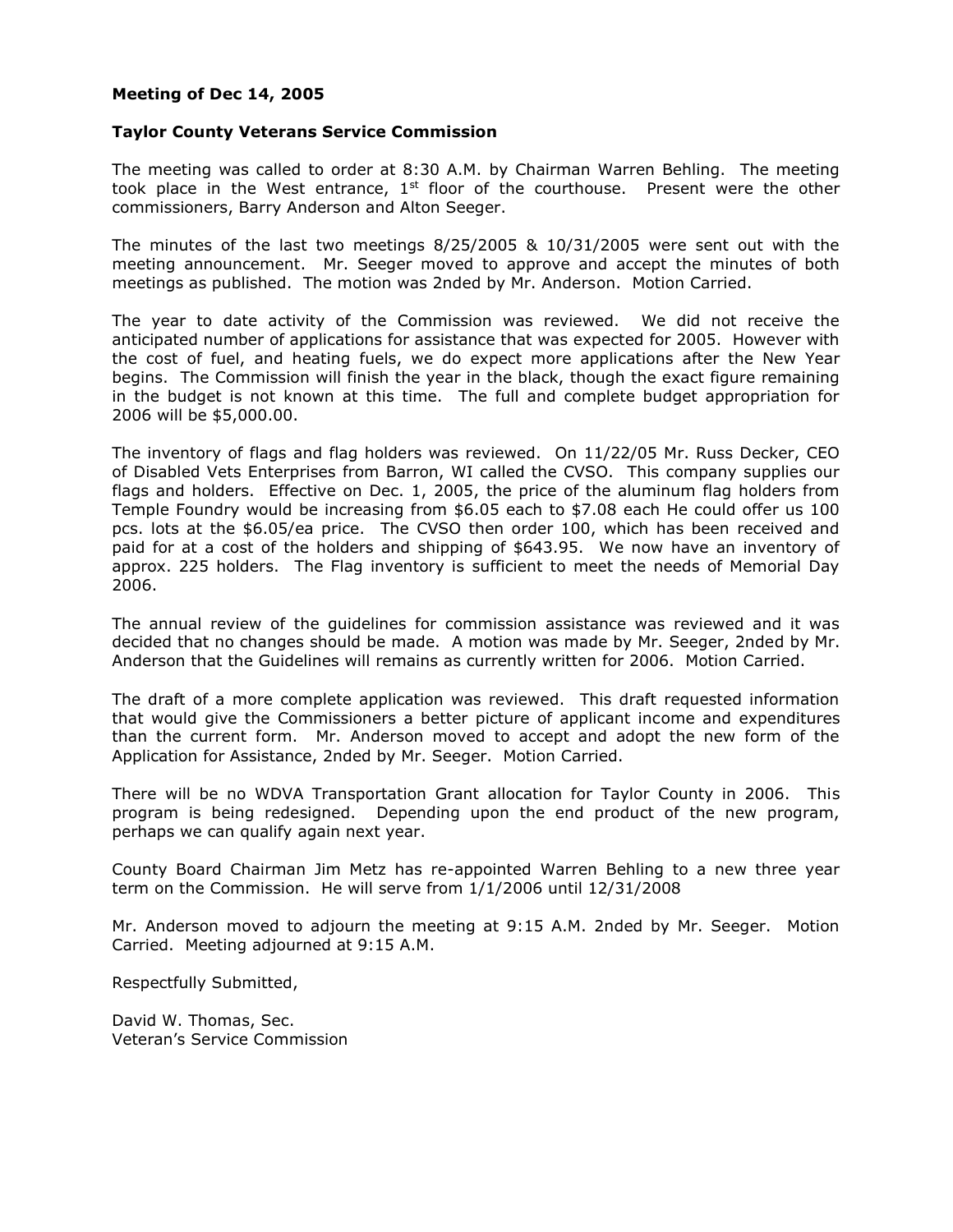**Meeting of Dec 14, 2005**

**Taylor County Veterans Service Commission**

The meeting was called to order at 8:30 A.M. by Chairman Warren Behling. The meeting took place in the West entrance, 1st floor of the courthouse. Present were the other commissioners, Barry Anderson and Alton Seeger.

The minutes of the last two meetings 8/25/2005 & 10/31/2005 were sent out with the meeting announcement. Mr. Seeger moved to approve and accept the minutes of both meetings as published. The motion was 2nded by Mr. Anderson. Motion Carried.

The year to date activity of the Commission was reviewed. We did not receive the anticipated number of applications for assistance that was expected for 2005. However with the cost of fuel, and heating fuels, we do expect more applications after the New Year begins. The Commission will finish the year in the black, though the exact figure remaining in the budget is not known at this time. The full and complete budget appropriation for 2006 will be $5,000.00.

The inventory of flags and flag holders was reviewed. On 11/22/05 Mr. Russ Decker, CEO of Disabled Vets Enterprises from Barron, WI called the CVSO. This company supplies our flags and holders. Effective on Dec. 1, 2005, the price of the aluminum flag holders from Temple Foundry would be increasing from $6.05 each to $7.08 each He could offer us 100 pcs. lots at the $6.05/ea price. The CVSO then order 100, which has been received and paid for at a cost of the holders and shipping of $643.95. We now have an inventory of approx. 225 holders. The Flag inventory is sufficient to meet the needs of Memorial Day 2006.

The annual review of the guidelines for commission assistance was reviewed and it was decided that no changes should be made. A motion was made by Mr. Seeger, 2nded by Mr. Anderson that the Guidelines will remains as currently written for 2006. Motion Carried.

The draft of a more complete application was reviewed. This draft requested information that would give the Commissioners a better picture of applicant income and expenditures than the current form. Mr. Anderson moved to accept and adopt the new form of the Application for Assistance, 2nded by Mr. Seeger. Motion Carried.

There will be no WDVA Transportation Grant allocation for Taylor County in 2006. This program is being redesigned. Depending upon the end product of the new program, perhaps we can qualify again next year.

County Board Chairman Jim Metz has re-appointed Warren Behling to a new three year term on the Commission. He will serve from 1/1/2006 until 12/31/2008

Mr. Anderson moved to adjourn the meeting at 9:15 A.M. 2nded by Mr. Seeger. Motion Carried. Meeting adjourned at 9:15 A.M.

Respectfully Submitted,

David W. Thomas, Sec.
Veteran's Service Commission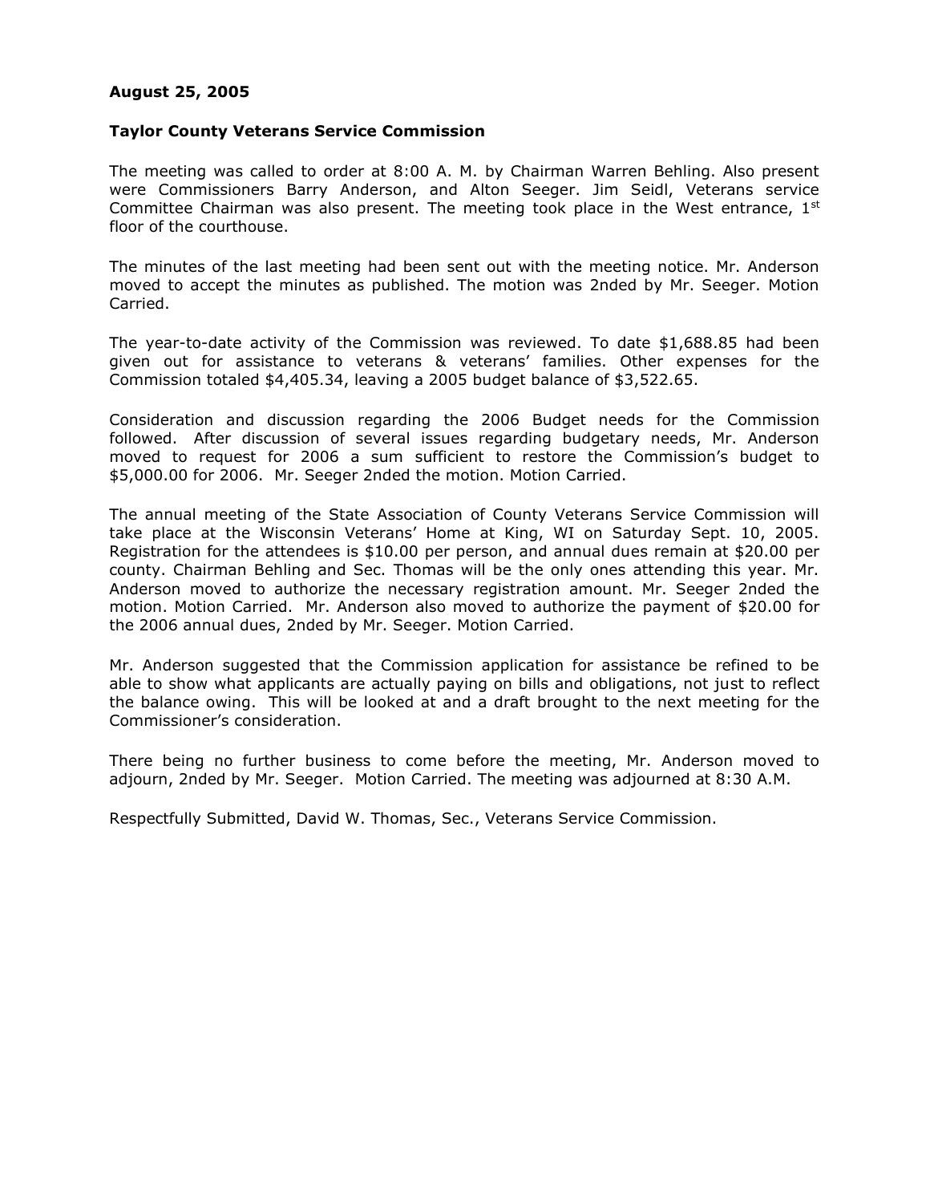**August 25, 2005**

**Taylor County Veterans Service Commission**

The meeting was called to order at 8:00 A. M. by Chairman Warren Behling. Also present were Commissioners Barry Anderson, and Alton Seeger. Jim Seidl, Veterans service Committee Chairman was also present. The meeting took place in the West entrance, 1st floor of the courthouse.

The minutes of the last meeting had been sent out with the meeting notice. Mr. Anderson moved to accept the minutes as published. The motion was 2nded by Mr. Seeger. Motion Carried.

The year-to-date activity of the Commission was reviewed. To date $1,688.85 had been given out for assistance to veterans & veterans' families. Other expenses for the Commission totaled $4,405.34, leaving a 2005 budget balance of $3,522.65.

Consideration and discussion regarding the 2006 Budget needs for the Commission followed. After discussion of several issues regarding budgetary needs, Mr. Anderson moved to request for 2006 a sum sufficient to restore the Commission's budget to $5,000.00 for 2006. Mr. Seeger 2nded the motion. Motion Carried.

The annual meeting of the State Association of County Veterans Service Commission will take place at the Wisconsin Veterans' Home at King, WI on Saturday Sept. 10, 2005. Registration for the attendees is $10.00 per person, and annual dues remain at $20.00 per county. Chairman Behling and Sec. Thomas will be the only ones attending this year. Mr. Anderson moved to authorize the necessary registration amount. Mr. Seeger 2nded the motion. Motion Carried. Mr. Anderson also moved to authorize the payment of $20.00 for the 2006 annual dues, 2nded by Mr. Seeger. Motion Carried.

Mr. Anderson suggested that the Commission application for assistance be refined to be able to show what applicants are actually paying on bills and obligations, not just to reflect the balance owing. This will be looked at and a draft brought to the next meeting for the Commissioner's consideration.

There being no further business to come before the meeting, Mr. Anderson moved to adjourn, 2nded by Mr. Seeger. Motion Carried. The meeting was adjourned at 8:30 A.M.

Respectfully Submitted, David W. Thomas, Sec., Veterans Service Commission.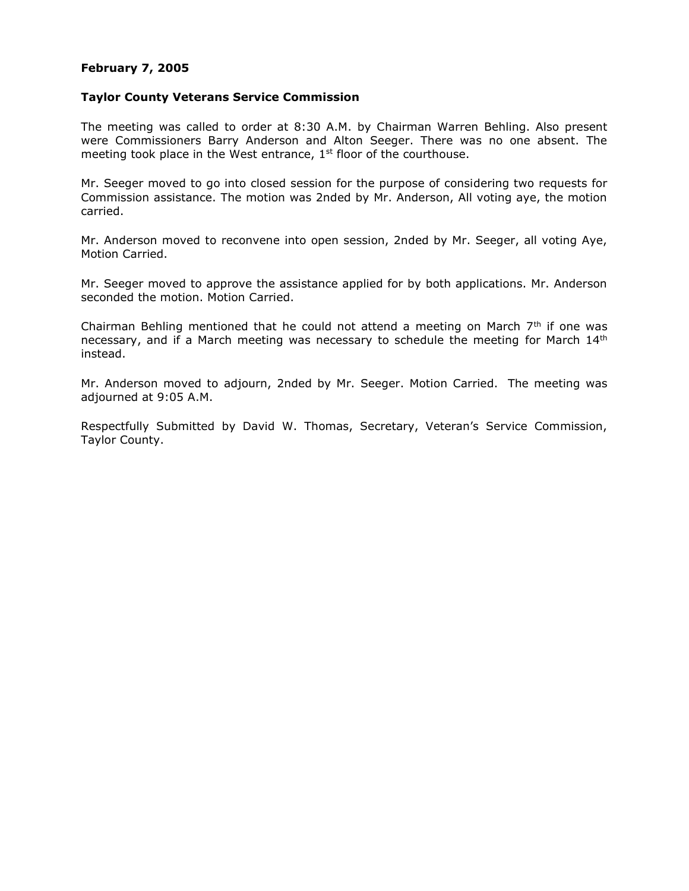**February 7, 2005**

**Taylor County Veterans Service Commission**

The meeting was called to order at 8:30 A.M. by Chairman Warren Behling. Also present were Commissioners Barry Anderson and Alton Seeger. There was no one absent. The meeting took place in the West entrance, 1st floor of the courthouse.

Mr. Seeger moved to go into closed session for the purpose of considering two requests for Commission assistance. The motion was 2nded by Mr. Anderson, All voting aye, the motion carried.

Mr. Anderson moved to reconvene into open session, 2nded by Mr. Seeger, all voting Aye, Motion Carried.

Mr. Seeger moved to approve the assistance applied for by both applications. Mr. Anderson seconded the motion. Motion Carried.

Chairman Behling mentioned that he could not attend a meeting on March 7th if one was necessary, and if a March meeting was necessary to schedule the meeting for March 14th instead.

Mr. Anderson moved to adjourn, 2nded by Mr. Seeger. Motion Carried. The meeting was adjourned at 9:05 A.M.

Respectfully Submitted by David W. Thomas, Secretary, Veteran's Service Commission, Taylor County.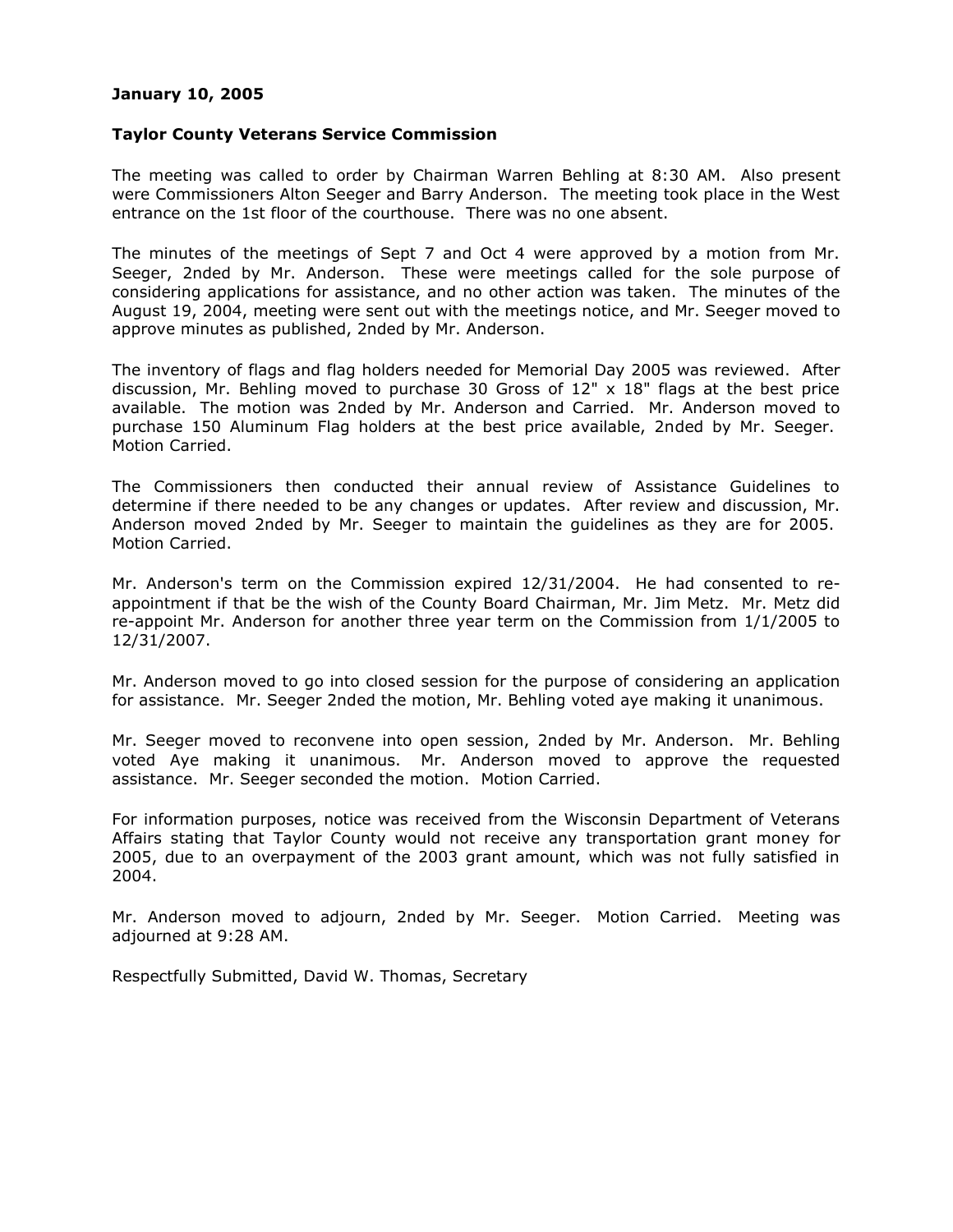**January 10, 2005**

**Taylor County Veterans Service Commission**

The meeting was called to order by Chairman Warren Behling at 8:30 AM. Also present were Commissioners Alton Seeger and Barry Anderson. The meeting took place in the West entrance on the 1st floor of the courthouse. There was no one absent.

The minutes of the meetings of Sept 7 and Oct 4 were approved by a motion from Mr. Seeger, 2nded by Mr. Anderson. These were meetings called for the sole purpose of considering applications for assistance, and no other action was taken. The minutes of the August 19, 2004, meeting were sent out with the meetings notice, and Mr. Seeger moved to approve minutes as published, 2nded by Mr. Anderson.

The inventory of flags and flag holders needed for Memorial Day 2005 was reviewed. After discussion, Mr. Behling moved to purchase 30 Gross of 12" x 18" flags at the best price available. The motion was 2nded by Mr. Anderson and Carried. Mr. Anderson moved to purchase 150 Aluminum Flag holders at the best price available, 2nded by Mr. Seeger. Motion Carried.

The Commissioners then conducted their annual review of Assistance Guidelines to determine if there needed to be any changes or updates. After review and discussion, Mr. Anderson moved 2nded by Mr. Seeger to maintain the guidelines as they are for 2005. Motion Carried.

Mr. Anderson's term on the Commission expired 12/31/2004. He had consented to re-appointment if that be the wish of the County Board Chairman, Mr. Jim Metz. Mr. Metz did re-appoint Mr. Anderson for another three year term on the Commission from 1/1/2005 to 12/31/2007.

Mr. Anderson moved to go into closed session for the purpose of considering an application for assistance. Mr. Seeger 2nded the motion, Mr. Behling voted aye making it unanimous.

Mr. Seeger moved to reconvene into open session, 2nded by Mr. Anderson. Mr. Behling voted Aye making it unanimous. Mr. Anderson moved to approve the requested assistance. Mr. Seeger seconded the motion. Motion Carried.

For information purposes, notice was received from the Wisconsin Department of Veterans Affairs stating that Taylor County would not receive any transportation grant money for 2005, due to an overpayment of the 2003 grant amount, which was not fully satisfied in 2004.

Mr. Anderson moved to adjourn, 2nded by Mr. Seeger. Motion Carried. Meeting was adjourned at 9:28 AM.

Respectfully Submitted, David W. Thomas, Secretary